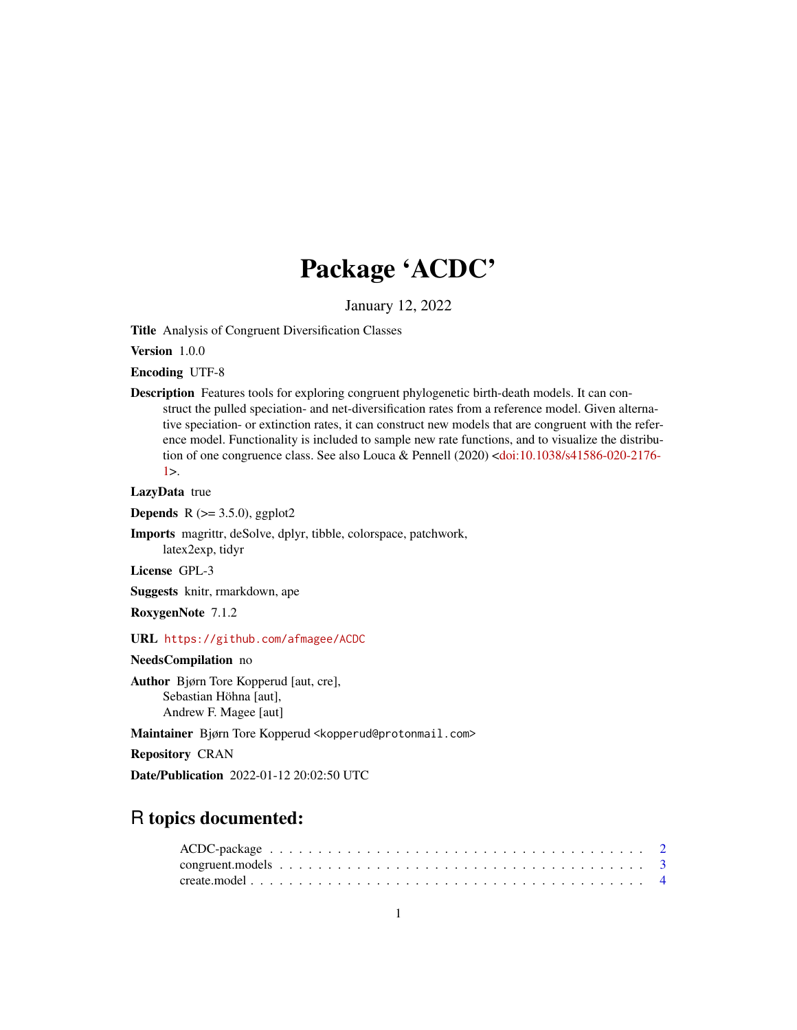# Package 'ACDC'

January 12, 2022

**Title** Analysis of Congruent Diversification Classes

**Version** 1.0.0

**Encoding** UTF-8

**Description** Features tools for exploring congruent phylogenetic birth-death models. It can construct the pulled speciation- and net-diversification rates from a reference model. Given alternative speciation- or extinction rates, it can construct new models that are congruent with the reference model. Functionality is included to sample new rate functions, and to visualize the distribution of one congruence class. See also Louca & Pennell (2020) <doi:10.1038/s41586-020-2176-1>.

**LazyData** true

**Depends** R (>= 3.5.0), ggplot2

**Imports** magrittr, deSolve, dplyr, tibble, colorspace, patchwork, latex2exp, tidyr

**License** GPL-3

**Suggests** knitr, rmarkdown, ape

**RoxygenNote** 7.1.2

**URL** https://github.com/afmagee/ACDC

**NeedsCompilation** no

**Author** Bjørn Tore Kopperud [aut, cre], Sebastian Höhna [aut], Andrew F. Magee [aut]

**Maintainer** Bjørn Tore Kopperud <kopperud@protonmail.com>

**Repository** CRAN

**Date/Publication** 2022-01-12 20:02:50 UTC

## R topics documented:

ACDC-package . . . . . . . . . . . . . . . . . . . . . . . . . . . . . . . . . . . . . . 2
congruent.models . . . . . . . . . . . . . . . . . . . . . . . . . . . . . . . . . . . . 3
create.model . . . . . . . . . . . . . . . . . . . . . . . . . . . . . . . . . . . . . . 4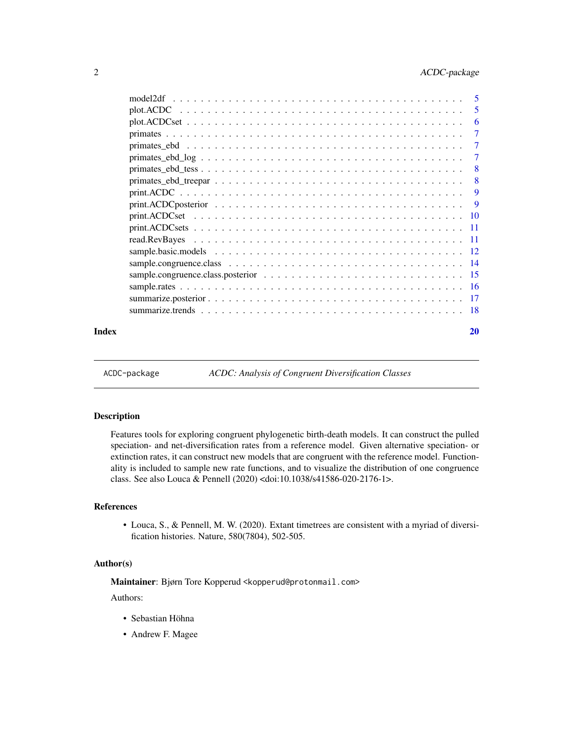| | |
|---|---|
| model2df | 5 |
| plot.ACDC | 5 |
| plot.ACDCset | 6 |
| primates | 7 |
| primates_ebd | 7 |
| primates_ebd_log | 7 |
| primates_ebd_tess | 8 |
| primates_ebd_treepar | 8 |
| print.ACDC | 9 |
| print.ACDCposterior | 9 |
| print.ACDCset | 10 |
| print.ACDCsets | 11 |
| read.RevBayes | 11 |
| sample.basic.models | 12 |
| sample.congruence.class | 14 |
| sample.congruence.class.posterior | 15 |
| sample.rates | 16 |
| summarize.posterior | 17 |
| summarize.trends | 18 |

**Index** **20**

---

`ACDC-package` *ACDC: Analysis of Congruent Diversification Classes*

---

## Description

Features tools for exploring congruent phylogenetic birth-death models. It can construct the pulled speciation- and net-diversification rates from a reference model. Given alternative speciation- or extinction rates, it can construct new models that are congruent with the reference model. Functionality is included to sample new rate functions, and to visualize the distribution of one congruence class. See also Louca & Pennell (2020) <doi:10.1038/s41586-020-2176-1>.

## References

- Louca, S., & Pennell, M. W. (2020). Extant timetrees are consistent with a myriad of diversification histories. Nature, 580(7804), 502-505.

## Author(s)

**Maintainer**: Bjørn Tore Kopperud <kopperud@protonmail.com>

Authors:

- Sebastian Höhna
- Andrew F. Magee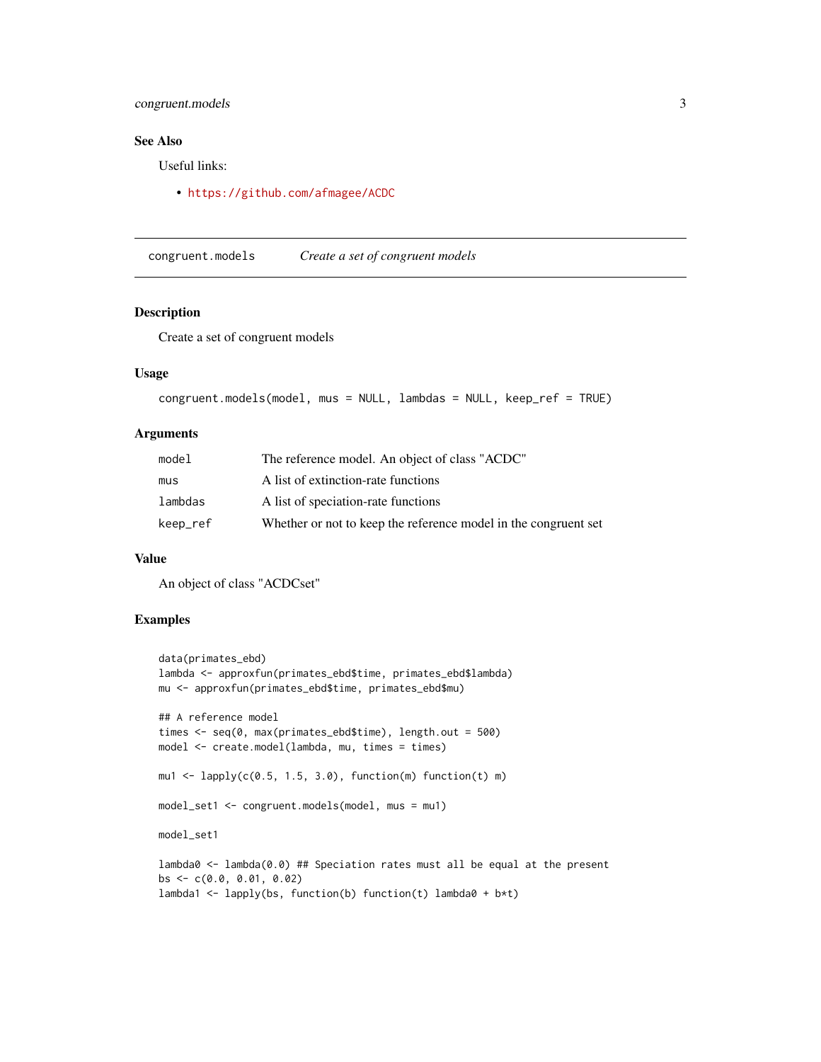## See Also

Useful links:

- https://github.com/afmagee/ACDC

---

## congruent.models — *Create a set of congruent models*

### Description

Create a set of congruent models

### Usage

```
congruent.models(model, mus = NULL, lambdas = NULL, keep_ref = TRUE)
```

### Arguments

| | |
|---|---|
| `model` | The reference model. An object of class "ACDC" |
| `mus` | A list of extinction-rate functions |
| `lambdas` | A list of speciation-rate functions |
| `keep_ref` | Whether or not to keep the reference model in the congruent set |

### Value

An object of class "ACDCset"

### Examples

```
data(primates_ebd)
lambda <- approxfun(primates_ebd$time, primates_ebd$lambda)
mu <- approxfun(primates_ebd$time, primates_ebd$mu)

## A reference model
times <- seq(0, max(primates_ebd$time), length.out = 500)
model <- create.model(lambda, mu, times = times)

mu1 <- lapply(c(0.5, 1.5, 3.0), function(m) function(t) m)

model_set1 <- congruent.models(model, mus = mu1)

model_set1

lambda0 <- lambda(0.0) ## Speciation rates must all be equal at the present
bs <- c(0.0, 0.01, 0.02)
lambda1 <- lapply(bs, function(b) function(t) lambda0 + b*t)
```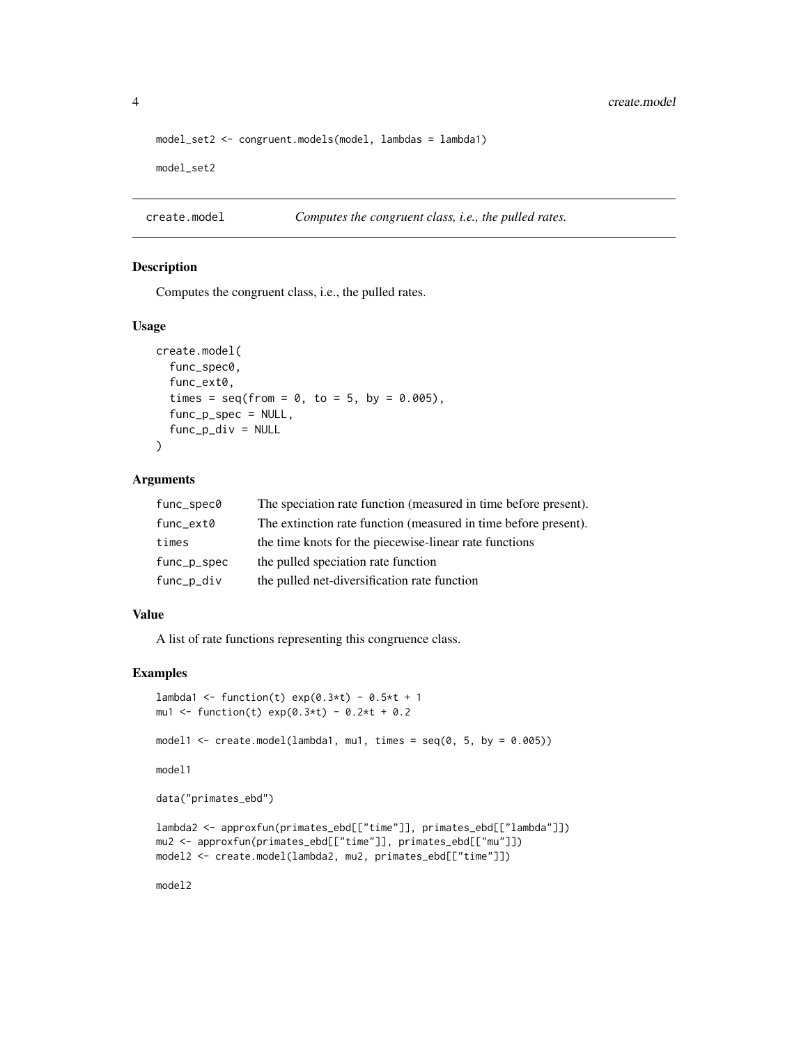```
model_set2 <- congruent.models(model, lambdas = lambda1)

model_set2
```

## create.model — *Computes the congruent class, i.e., the pulled rates.*

### Description

Computes the congruent class, i.e., the pulled rates.

### Usage

```
create.model(
  func_spec0,
  func_ext0,
  times = seq(from = 0, to = 5, by = 0.005),
  func_p_spec = NULL,
  func_p_div = NULL
)
```

### Arguments

| | |
|---|---|
| func_spec0 | The speciation rate function (measured in time before present). |
| func_ext0 | The extinction rate function (measured in time before present). |
| times | the time knots for the piecewise-linear rate functions |
| func_p_spec | the pulled speciation rate function |
| func_p_div | the pulled net-diversification rate function |

### Value

A list of rate functions representing this congruence class.

### Examples

```
lambda1 <- function(t) exp(0.3*t) - 0.5*t + 1
mu1 <- function(t) exp(0.3*t) - 0.2*t + 0.2

model1 <- create.model(lambda1, mu1, times = seq(0, 5, by = 0.005))

model1

data("primates_ebd")

lambda2 <- approxfun(primates_ebd[["time"]], primates_ebd[["lambda"]])
mu2 <- approxfun(primates_ebd[["time"]], primates_ebd[["mu"]])
model2 <- create.model(lambda2, mu2, primates_ebd[["time"]])

model2
```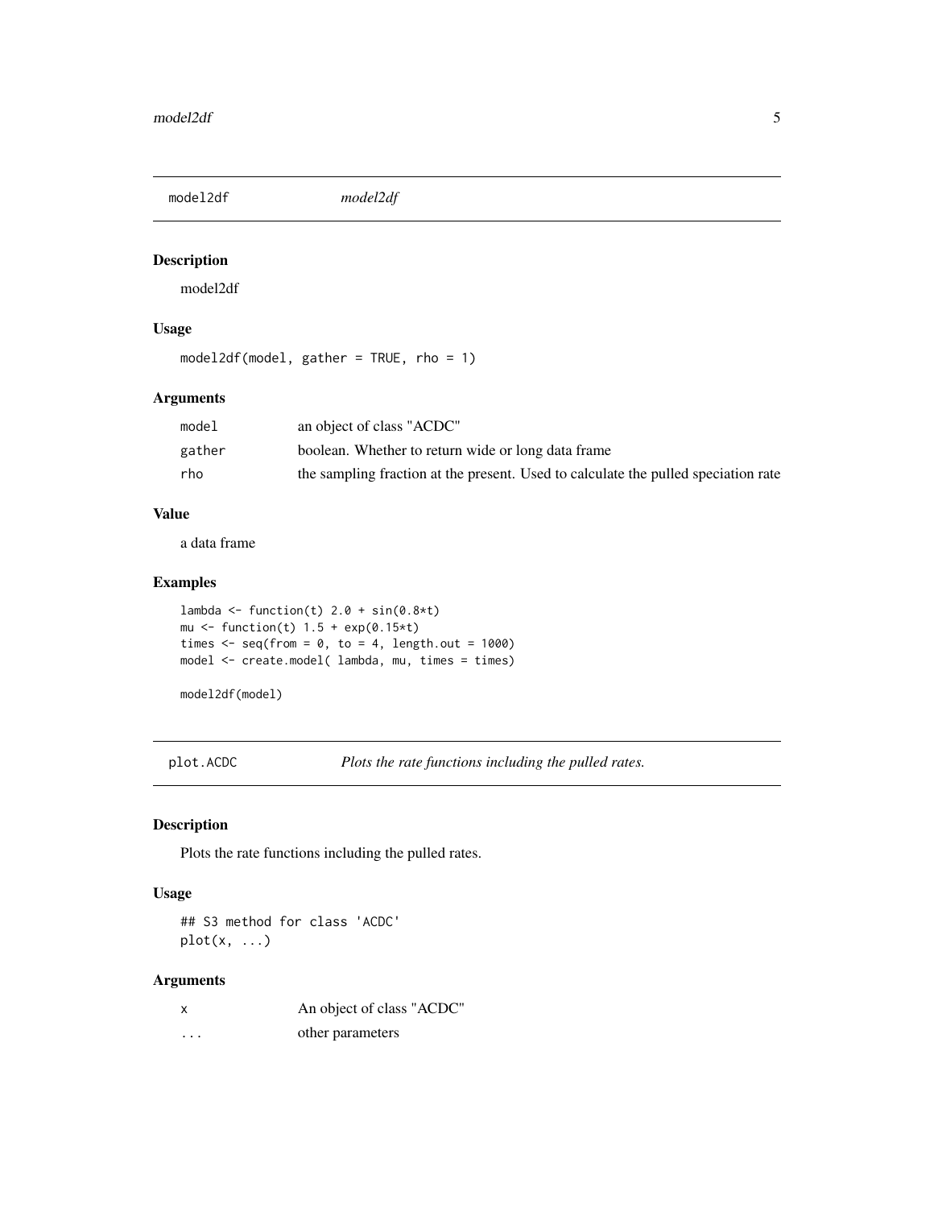## model2df *model2df*

### Description

model2df

### Usage

```
model2df(model, gather = TRUE, rho = 1)
```

### Arguments

| | |
|---|---|
| model | an object of class "ACDC" |
| gather | boolean. Whether to return wide or long data frame |
| rho | the sampling fraction at the present. Used to calculate the pulled speciation rate |

### Value

a data frame

### Examples

```
lambda <- function(t) 2.0 + sin(0.8*t)
mu <- function(t) 1.5 + exp(0.15*t)
times <- seq(from = 0, to = 4, length.out = 1000)
model <- create.model( lambda, mu, times = times)

model2df(model)
```

## plot.ACDC *Plots the rate functions including the pulled rates.*

### Description

Plots the rate functions including the pulled rates.

### Usage

```
## S3 method for class 'ACDC'
plot(x, ...)
```

### Arguments

| | |
|---|---|
| x | An object of class "ACDC" |
| ... | other parameters |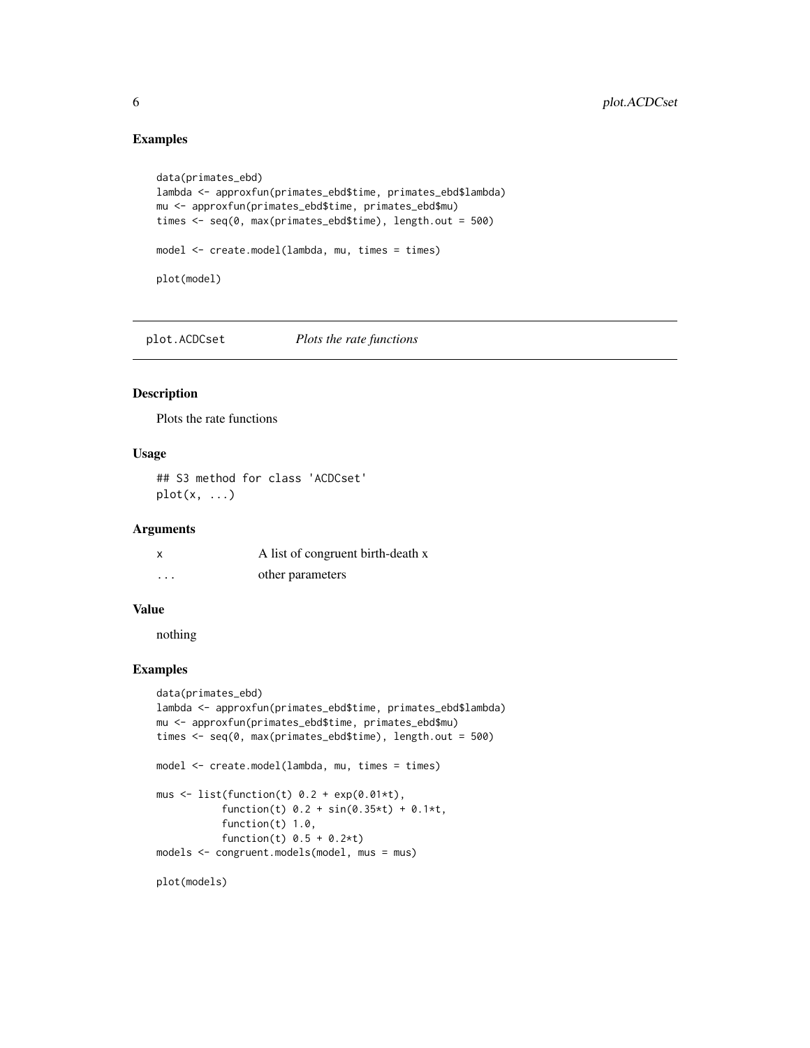### Examples

```
data(primates_ebd)
lambda <- approxfun(primates_ebd$time, primates_ebd$lambda)
mu <- approxfun(primates_ebd$time, primates_ebd$mu)
times <- seq(0, max(primates_ebd$time), length.out = 500)

model <- create.model(lambda, mu, times = times)

plot(model)
```

---

## plot.ACDCset *Plots the rate functions*

### Description

Plots the rate functions

### Usage

```
## S3 method for class 'ACDCset'
plot(x, ...)
```

### Arguments

| | |
|---|---|
| x | A list of congruent birth-death x |
| ... | other parameters |

### Value

nothing

### Examples

```
data(primates_ebd)
lambda <- approxfun(primates_ebd$time, primates_ebd$lambda)
mu <- approxfun(primates_ebd$time, primates_ebd$mu)
times <- seq(0, max(primates_ebd$time), length.out = 500)

model <- create.model(lambda, mu, times = times)

mus <- list(function(t) 0.2 + exp(0.01*t),
            function(t) 0.2 + sin(0.35*t) + 0.1*t,
            function(t) 1.0,
            function(t) 0.5 + 0.2*t)
models <- congruent.models(model, mus = mus)

plot(models)
```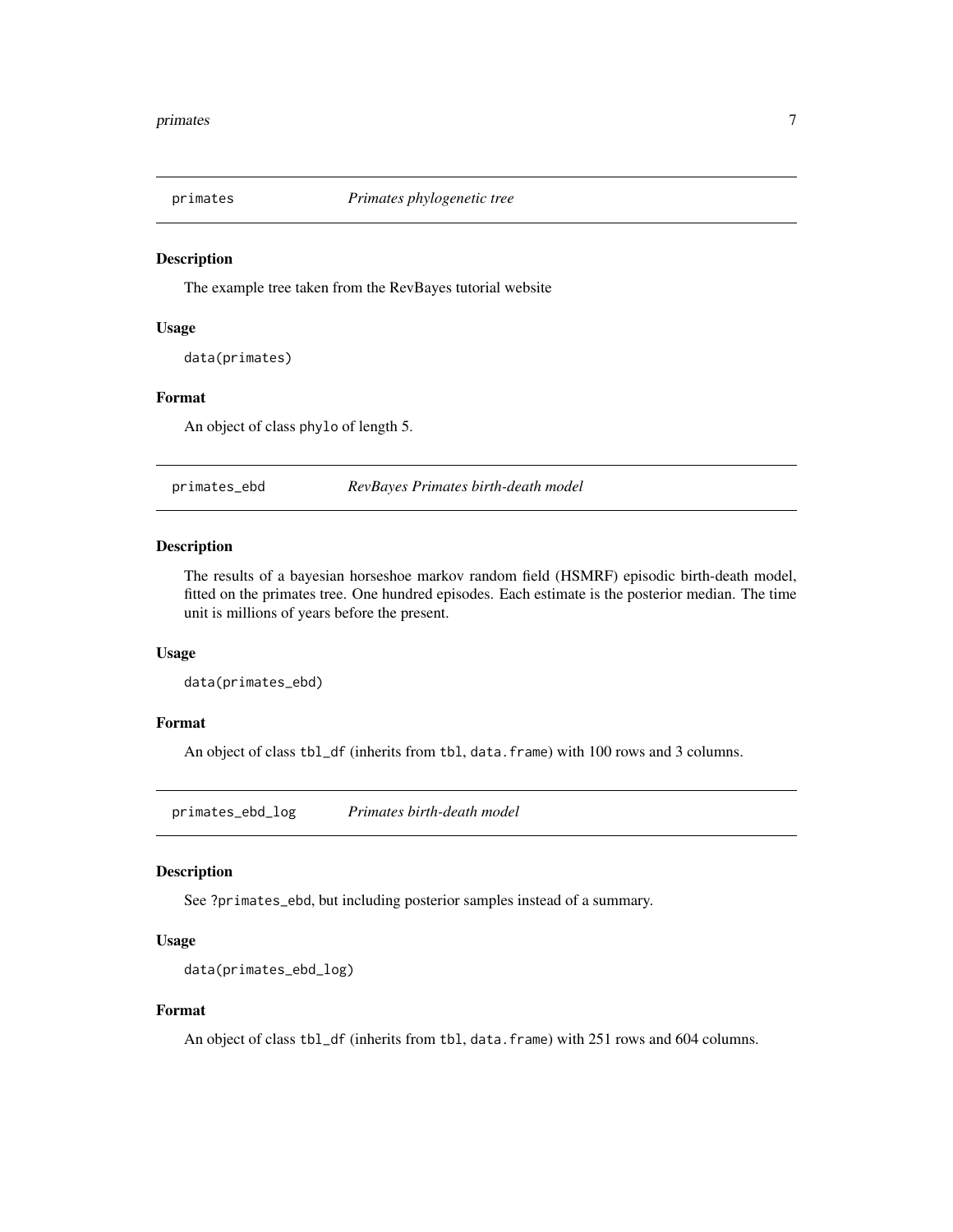## primates — *Primates phylogenetic tree*

### Description

The example tree taken from the RevBayes tutorial website

### Usage

```
data(primates)
```

### Format

An object of class phylo of length 5.

## primates_ebd — *RevBayes Primates birth-death model*

### Description

The results of a bayesian horseshoe markov random field (HSMRF) episodic birth-death model, fitted on the primates tree. One hundred episodes. Each estimate is the posterior median. The time unit is millions of years before the present.

### Usage

```
data(primates_ebd)
```

### Format

An object of class tbl_df (inherits from tbl, data.frame) with 100 rows and 3 columns.

## primates_ebd_log — *Primates birth-death model*

### Description

See ?primates_ebd, but including posterior samples instead of a summary.

### Usage

```
data(primates_ebd_log)
```

### Format

An object of class tbl_df (inherits from tbl, data.frame) with 251 rows and 604 columns.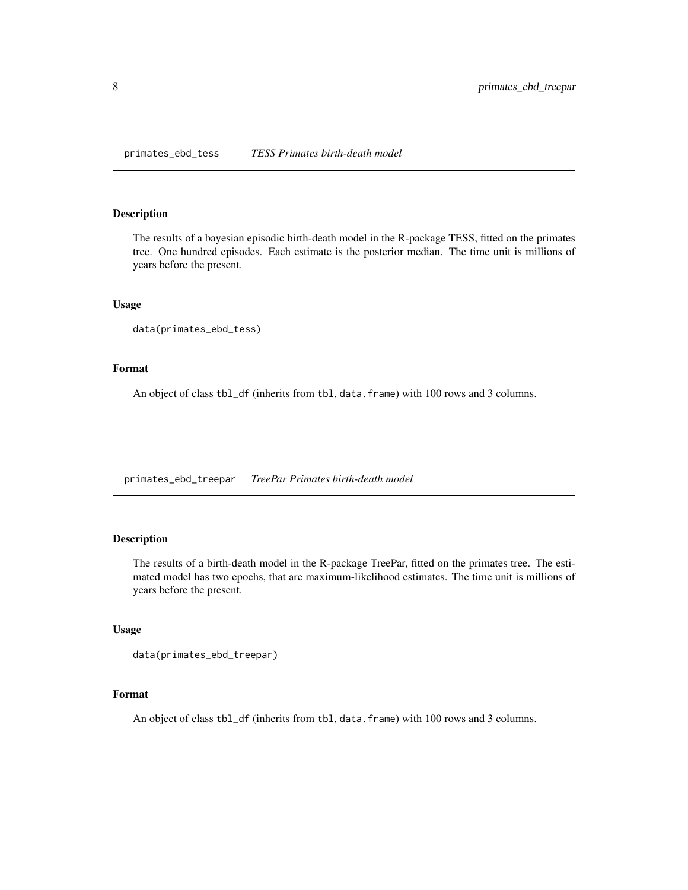## primates_ebd_tess    *TESS Primates birth-death model*

### Description

The results of a bayesian episodic birth-death model in the R-package TESS, fitted on the primates tree. One hundred episodes. Each estimate is the posterior median. The time unit is millions of years before the present.

### Usage

```
data(primates_ebd_tess)
```

### Format

An object of class `tbl_df` (inherits from `tbl`, `data.frame`) with 100 rows and 3 columns.

## primates_ebd_treepar    *TreePar Primates birth-death model*

### Description

The results of a birth-death model in the R-package TreePar, fitted on the primates tree. The estimated model has two epochs, that are maximum-likelihood estimates. The time unit is millions of years before the present.

### Usage

```
data(primates_ebd_treepar)
```

### Format

An object of class `tbl_df` (inherits from `tbl`, `data.frame`) with 100 rows and 3 columns.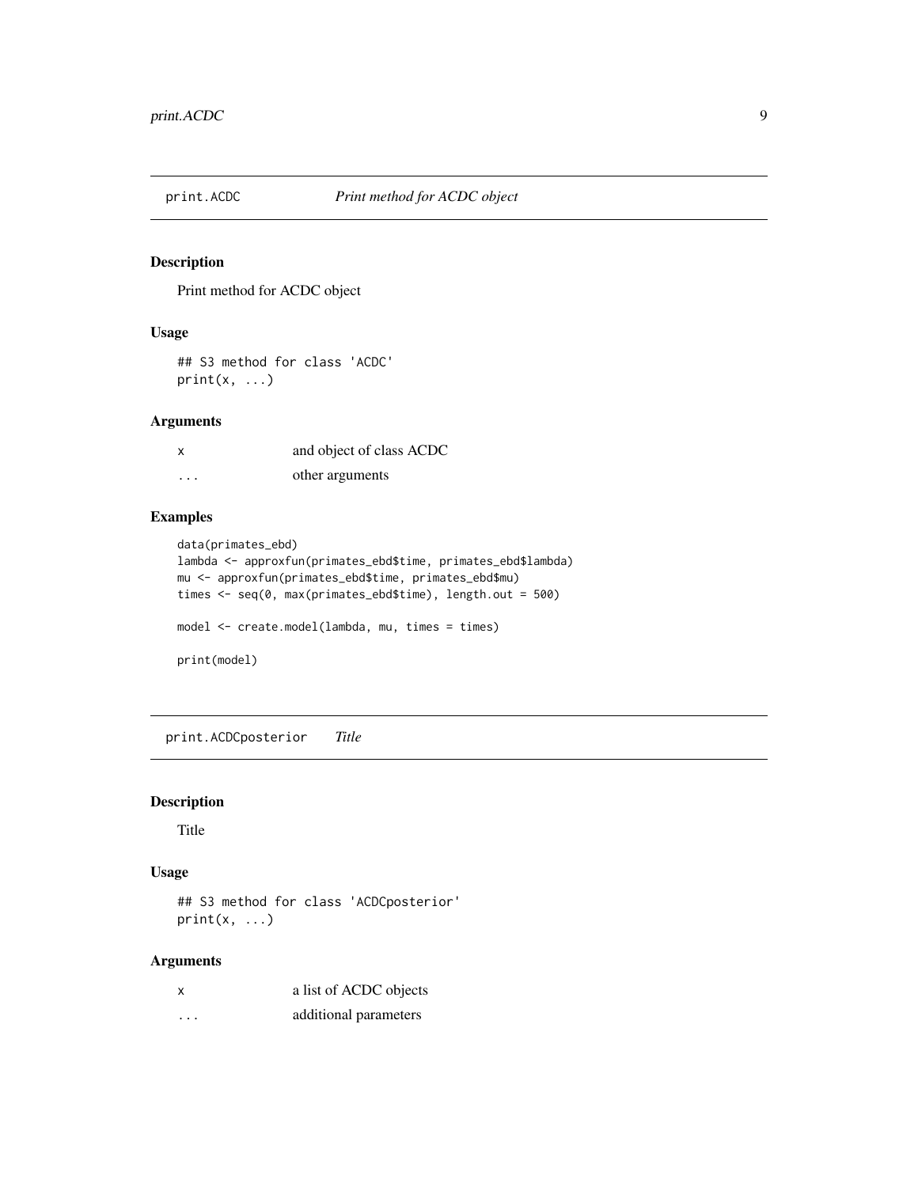## print.ACDC *Print method for ACDC object*

### Description

Print method for ACDC object

### Usage

```
## S3 method for class 'ACDC'
print(x, ...)
```

### Arguments

| | |
|---|---|
| x | and object of class ACDC |
| ... | other arguments |

### Examples

```
data(primates_ebd)
lambda <- approxfun(primates_ebd$time, primates_ebd$lambda)
mu <- approxfun(primates_ebd$time, primates_ebd$mu)
times <- seq(0, max(primates_ebd$time), length.out = 500)

model <- create.model(lambda, mu, times = times)

print(model)
```

## print.ACDCposterior *Title*

### Description

Title

### Usage

```
## S3 method for class 'ACDCposterior'
print(x, ...)
```

### Arguments

| | |
|---|---|
| x | a list of ACDC objects |
| ... | additional parameters |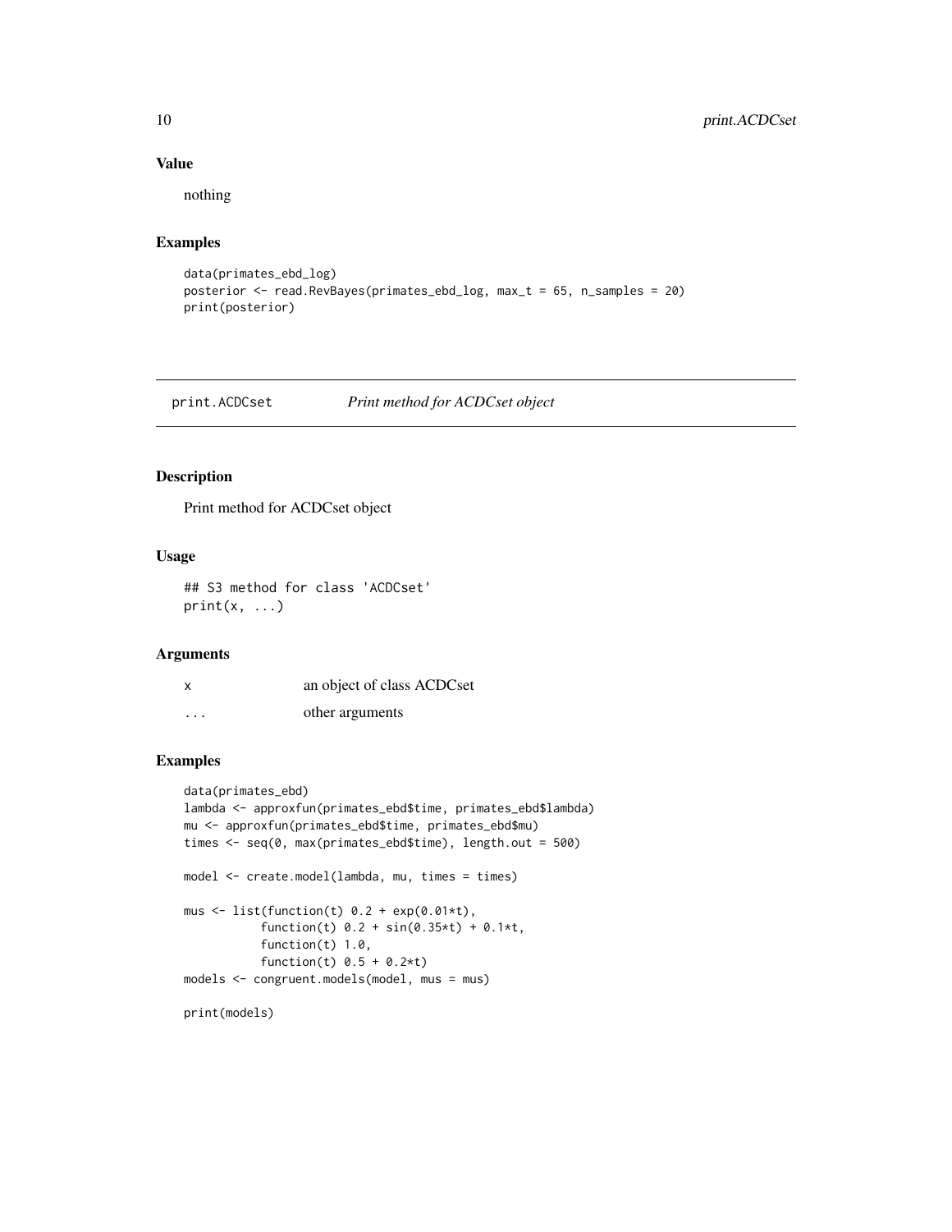### Value

nothing

### Examples

```
data(primates_ebd_log)
posterior <- read.RevBayes(primates_ebd_log, max_t = 65, n_samples = 20)
print(posterior)
```

---

## print.ACDCset *Print method for ACDCset object*

---

### Description

Print method for ACDCset object

### Usage

```
## S3 method for class 'ACDCset'
print(x, ...)
```

### Arguments

| | |
|---|---|
| x | an object of class ACDCset |
| ... | other arguments |

### Examples

```
data(primates_ebd)
lambda <- approxfun(primates_ebd$time, primates_ebd$lambda)
mu <- approxfun(primates_ebd$time, primates_ebd$mu)
times <- seq(0, max(primates_ebd$time), length.out = 500)

model <- create.model(lambda, mu, times = times)

mus <- list(function(t) 0.2 + exp(0.01*t),
            function(t) 0.2 + sin(0.35*t) + 0.1*t,
            function(t) 1.0,
            function(t) 0.5 + 0.2*t)
models <- congruent.models(model, mus = mus)

print(models)
```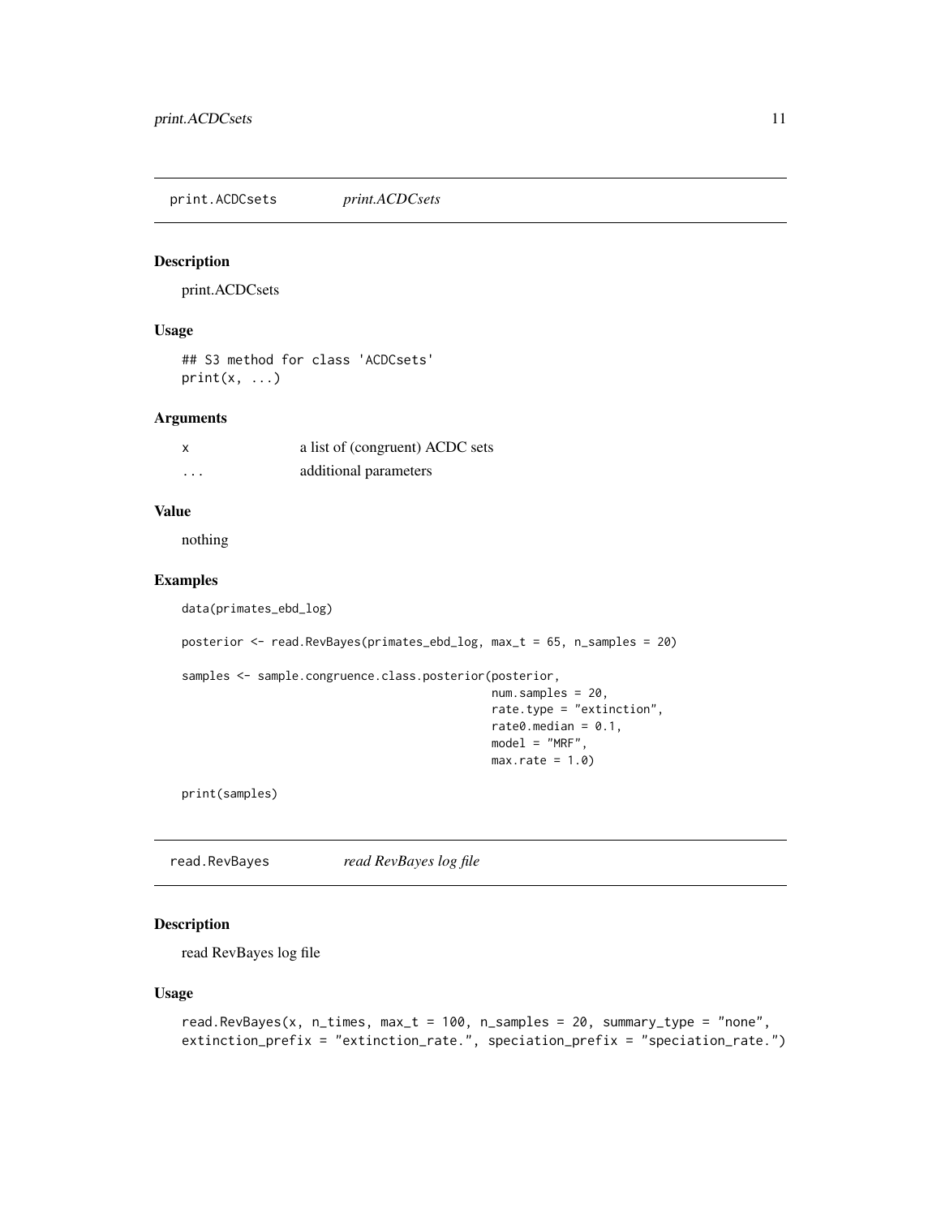## print.ACDCsets *print.ACDCsets*

### Description

print.ACDCsets

### Usage

```
## S3 method for class 'ACDCsets'
print(x, ...)
```

### Arguments

| | |
|---|---|
| x | a list of (congruent) ACDC sets |
| ... | additional parameters |

### Value

nothing

### Examples

```
data(primates_ebd_log)

posterior <- read.RevBayes(primates_ebd_log, max_t = 65, n_samples = 20)

samples <- sample.congruence.class.posterior(posterior,
                                              num.samples = 20,
                                              rate.type = "extinction",
                                              rate0.median = 0.1,
                                              model = "MRF",
                                              max.rate = 1.0)

print(samples)
```

## read.RevBayes *read RevBayes log file*

### Description

read RevBayes log file

### Usage

```
read.RevBayes(x, n_times, max_t = 100, n_samples = 20, summary_type = "none",
extinction_prefix = "extinction_rate.", speciation_prefix = "speciation_rate.")
```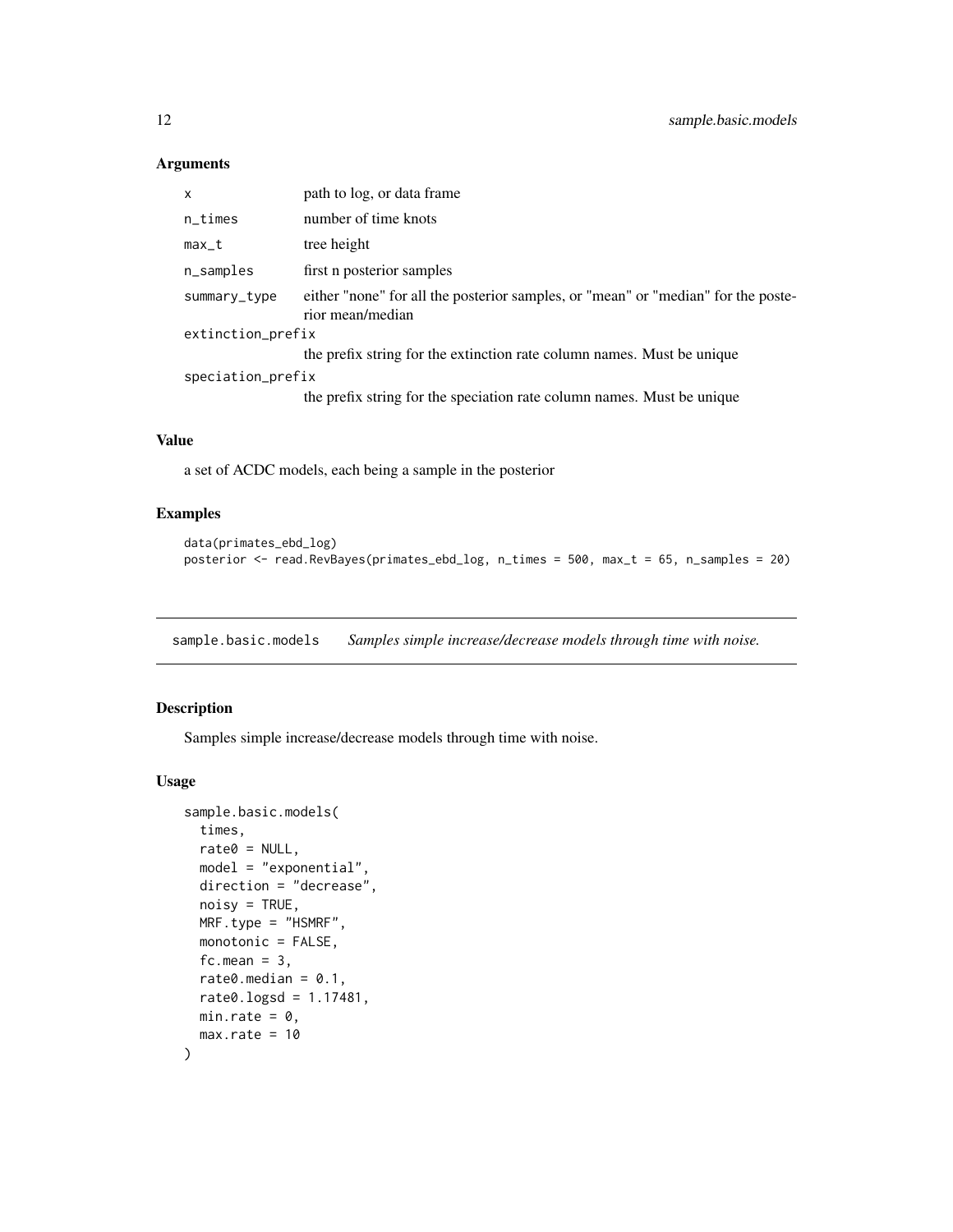### Arguments

| | |
|---|---|
| x | path to log, or data frame |
| n_times | number of time knots |
| max_t | tree height |
| n_samples | first n posterior samples |
| summary_type | either "none" for all the posterior samples, or "mean" or "median" for the posterior mean/median |
| extinction_prefix | the prefix string for the extinction rate column names. Must be unique |
| speciation_prefix | the prefix string for the speciation rate column names. Must be unique |

### Value

a set of ACDC models, each being a sample in the posterior

### Examples

```
data(primates_ebd_log)
posterior <- read.RevBayes(primates_ebd_log, n_times = 500, max_t = 65, n_samples = 20)
```

---

## sample.basic.models *Samples simple increase/decrease models through time with noise.*

---

### Description

Samples simple increase/decrease models through time with noise.

### Usage

```
sample.basic.models(
  times,
  rate0 = NULL,
  model = "exponential",
  direction = "decrease",
  noisy = TRUE,
  MRF.type = "HSMRF",
  monotonic = FALSE,
  fc.mean = 3,
  rate0.median = 0.1,
  rate0.logsd = 1.17481,
  min.rate = 0,
  max.rate = 10
)
```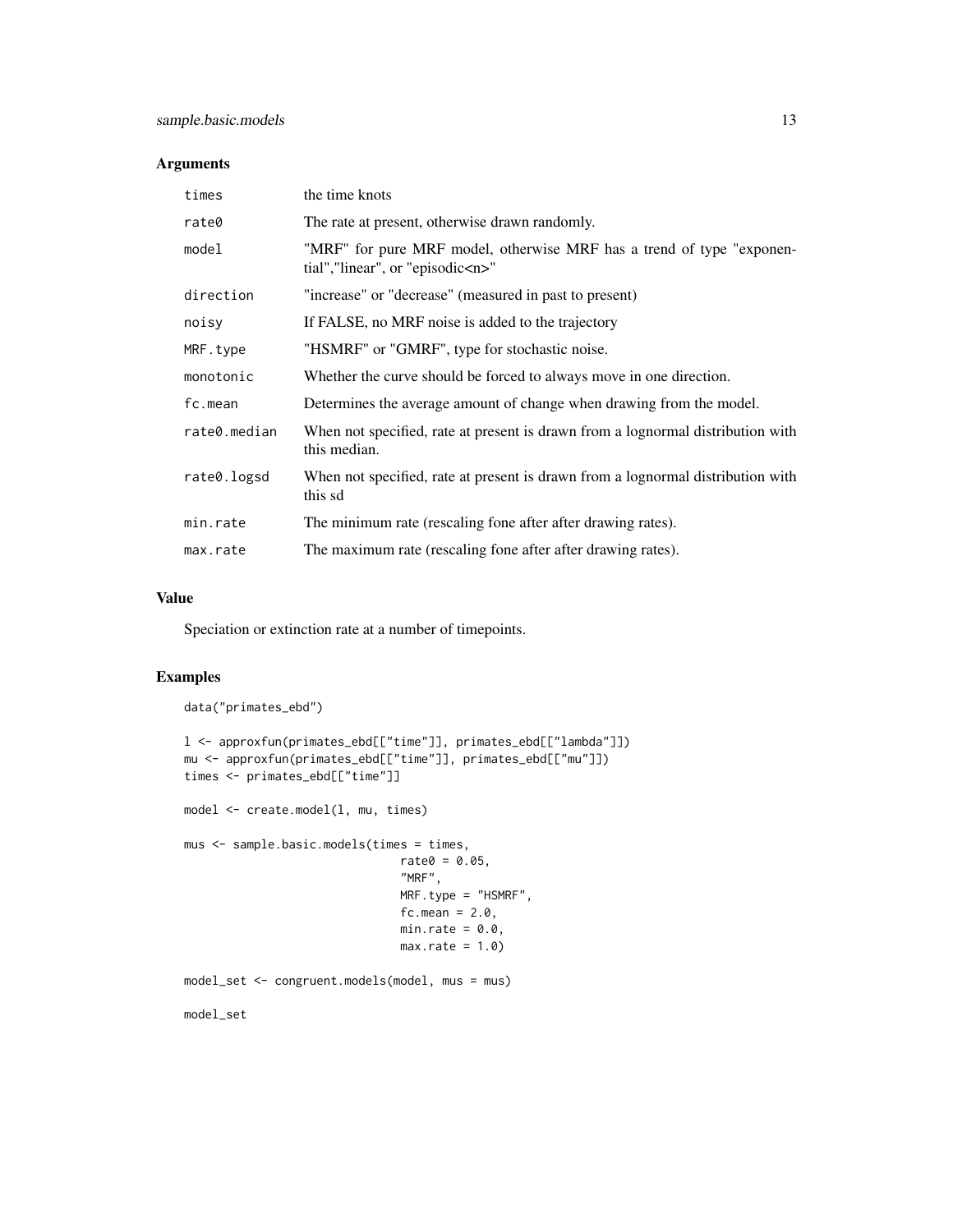### Arguments

| | |
|---|---|
| times | the time knots |
| rate0 | The rate at present, otherwise drawn randomly. |
| model | "MRF" for pure MRF model, otherwise MRF has a trend of type "exponential","linear", or "episodic<n>" |
| direction | "increase" or "decrease" (measured in past to present) |
| noisy | If FALSE, no MRF noise is added to the trajectory |
| MRF.type | "HSMRF" or "GMRF", type for stochastic noise. |
| monotonic | Whether the curve should be forced to always move in one direction. |
| fc.mean | Determines the average amount of change when drawing from the model. |
| rate0.median | When not specified, rate at present is drawn from a lognormal distribution with this median. |
| rate0.logsd | When not specified, rate at present is drawn from a lognormal distribution with this sd |
| min.rate | The minimum rate (rescaling fone after after drawing rates). |
| max.rate | The maximum rate (rescaling fone after after drawing rates). |

### Value

Speciation or extinction rate at a number of timepoints.

### Examples

```
data("primates_ebd")

l <- approxfun(primates_ebd[["time"]], primates_ebd[["lambda"]])
mu <- approxfun(primates_ebd[["time"]], primates_ebd[["mu"]])
times <- primates_ebd[["time"]]

model <- create.model(l, mu, times)

mus <- sample.basic.models(times = times,
                           rate0 = 0.05,
                           "MRF",
                           MRF.type = "HSMRF",
                           fc.mean = 2.0,
                           min.rate = 0.0,
                           max.rate = 1.0)

model_set <- congruent.models(model, mus = mus)

model_set
```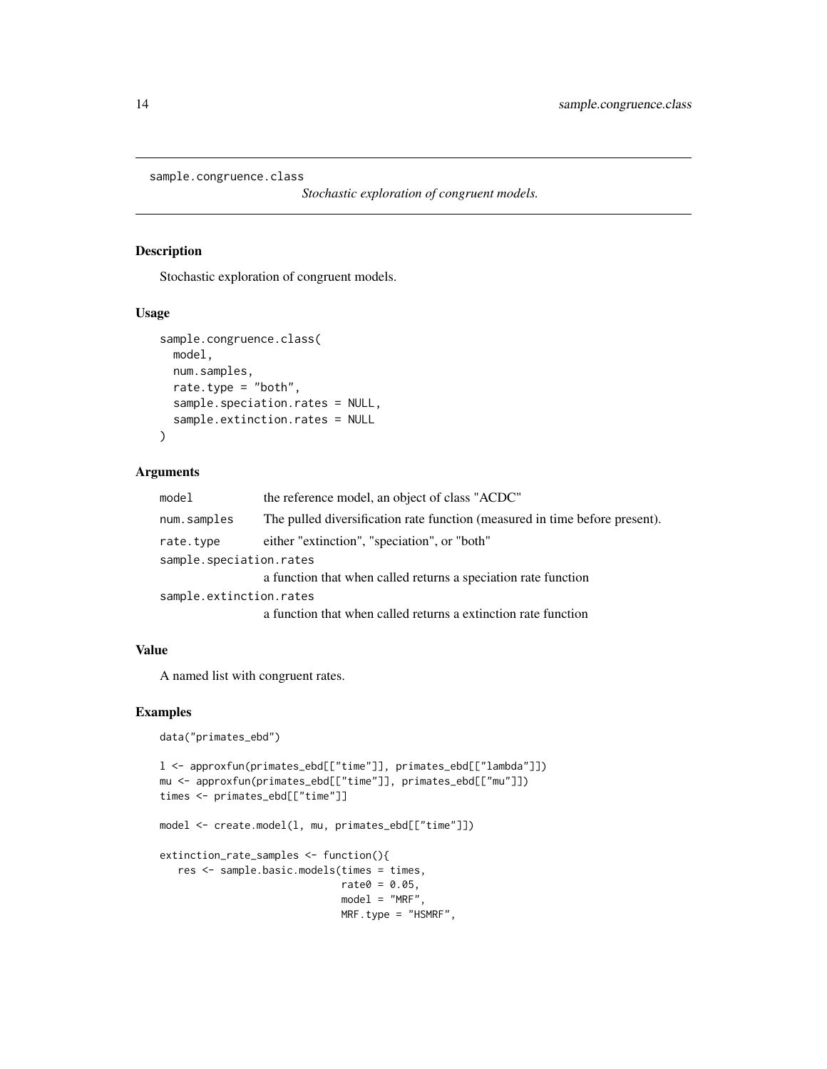sample.congruence.class  *Stochastic exploration of congruent models.*

## Description

Stochastic exploration of congruent models.

## Usage

```
sample.congruence.class(
  model,
  num.samples,
  rate.type = "both",
  sample.speciation.rates = NULL,
  sample.extinction.rates = NULL
)
```

## Arguments

| | |
|---|---|
| model | the reference model, an object of class "ACDC" |
| num.samples | The pulled diversification rate function (measured in time before present). |
| rate.type | either "extinction", "speciation", or "both" |
| sample.speciation.rates | a function that when called returns a speciation rate function |
| sample.extinction.rates | a function that when called returns a extinction rate function |

## Value

A named list with congruent rates.

## Examples

```
data("primates_ebd")

l <- approxfun(primates_ebd[["time"]], primates_ebd[["lambda"]])
mu <- approxfun(primates_ebd[["time"]], primates_ebd[["mu"]])
times <- primates_ebd[["time"]]

model <- create.model(l, mu, primates_ebd[["time"]])

extinction_rate_samples <- function(){
   res <- sample.basic.models(times = times,
                              rate0 = 0.05,
                              model = "MRF",
                              MRF.type = "HSMRF",
```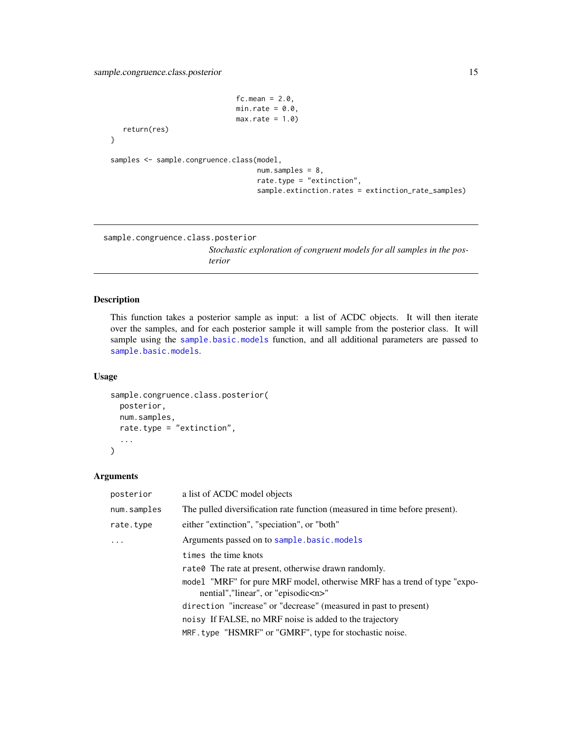```
                              fc.mean = 2.0,
                              min.rate = 0.0,
                              max.rate = 1.0)
   return(res)
}

samples <- sample.congruence.class(model,
                                   num.samples = 8,
                                   rate.type = "extinction",
                                   sample.extinction.rates = extinction_rate_samples)
```

---

sample.congruence.class.posterior
*Stochastic exploration of congruent models for all samples in the posterior*

---

## Description

This function takes a posterior sample as input: a list of ACDC objects. It will then iterate over the samples, and for each posterior sample it will sample from the posterior class. It will sample using the sample.basic.models function, and all additional parameters are passed to sample.basic.models.

## Usage

```
sample.congruence.class.posterior(
  posterior,
  num.samples,
  rate.type = "extinction",
  ...
)
```

## Arguments

| | |
|---|---|
| posterior | a list of ACDC model objects |
| num.samples | The pulled diversification rate function (measured in time before present). |
| rate.type | either "extinction", "speciation", or "both" |
| ... | Arguments passed on to sample.basic.models |
| | times the time knots |
| | rate0 The rate at present, otherwise drawn randomly. |
| | model "MRF" for pure MRF model, otherwise MRF has a trend of type "exponential","linear", or "episodic<n>" |
| | direction "increase" or "decrease" (measured in past to present) |
| | noisy If FALSE, no MRF noise is added to the trajectory |
| | MRF.type "HSMRF" or "GMRF", type for stochastic noise. |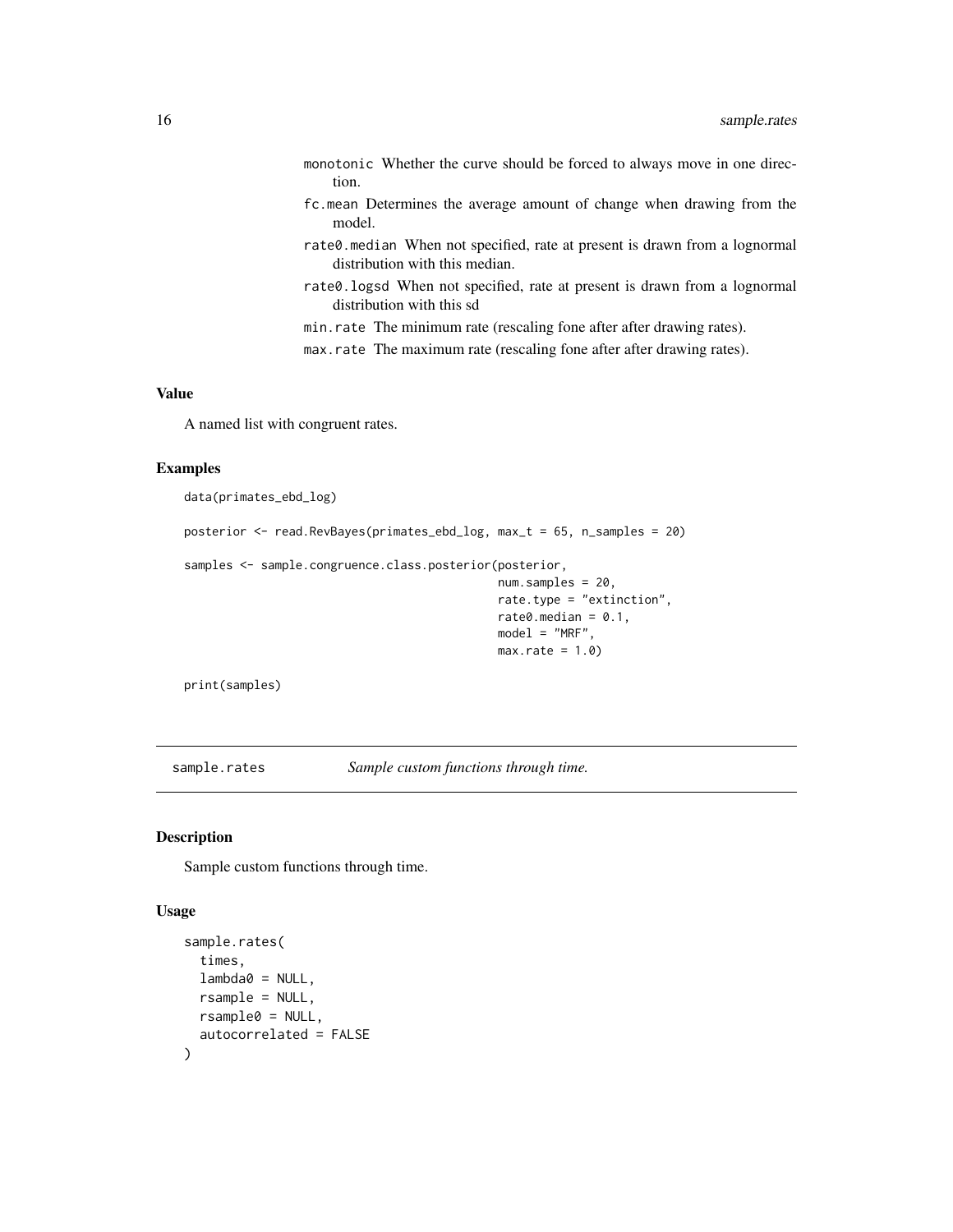- `monotonic` Whether the curve should be forced to always move in one direction.
- `fc.mean` Determines the average amount of change when drawing from the model.
- `rate0.median` When not specified, rate at present is drawn from a lognormal distribution with this median.
- `rate0.logsd` When not specified, rate at present is drawn from a lognormal distribution with this sd
- `min.rate` The minimum rate (rescaling fone after after drawing rates).
- `max.rate` The maximum rate (rescaling fone after after drawing rates).

### Value

A named list with congruent rates.

### Examples

```
data(primates_ebd_log)

posterior <- read.RevBayes(primates_ebd_log, max_t = 65, n_samples = 20)

samples <- sample.congruence.class.posterior(posterior,
                                             num.samples = 20,
                                             rate.type = "extinction",
                                             rate0.median = 0.1,
                                             model = "MRF",
                                             max.rate = 1.0)

print(samples)
```

---

## sample.rates — *Sample custom functions through time.*

### Description

Sample custom functions through time.

### Usage

```
sample.rates(
  times,
  lambda0 = NULL,
  rsample = NULL,
  rsample0 = NULL,
  autocorrelated = FALSE
)
```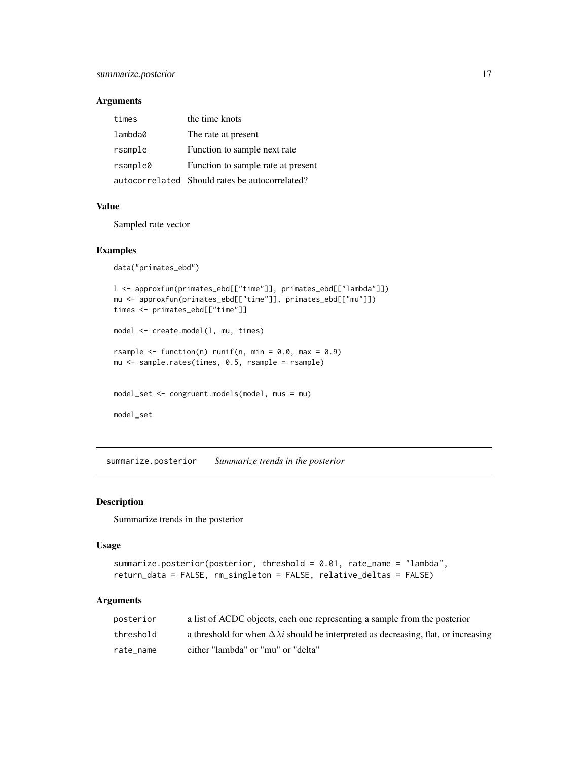### Arguments

| | |
|---|---|
| times | the time knots |
| lambda0 | The rate at present |
| rsample | Function to sample next rate |
| rsample0 | Function to sample rate at present |
| autocorrelated | Should rates be autocorrelated? |

### Value

Sampled rate vector

### Examples

```
data("primates_ebd")

l <- approxfun(primates_ebd[["time"]], primates_ebd[["lambda"]])
mu <- approxfun(primates_ebd[["time"]], primates_ebd[["mu"]])
times <- primates_ebd[["time"]]

model <- create.model(l, mu, times)

rsample <- function(n) runif(n, min = 0.0, max = 0.9)
mu <- sample.rates(times, 0.5, rsample = rsample)


model_set <- congruent.models(model, mus = mu)

model_set
```

---

## summarize.posterior &nbsp;&nbsp;&nbsp; *Summarize trends in the posterior*

### Description

Summarize trends in the posterior

### Usage

```
summarize.posterior(posterior, threshold = 0.01, rate_name = "lambda",
return_data = FALSE, rm_singleton = FALSE, relative_deltas = FALSE)
```

### Arguments

| | |
|---|---|
| posterior | a list of ACDC objects, each one representing a sample from the posterior |
| threshold | a threshold for when $\Delta\lambda i$ should be interpreted as decreasing, flat, or increasing |
| rate_name | either "lambda" or "mu" or "delta" |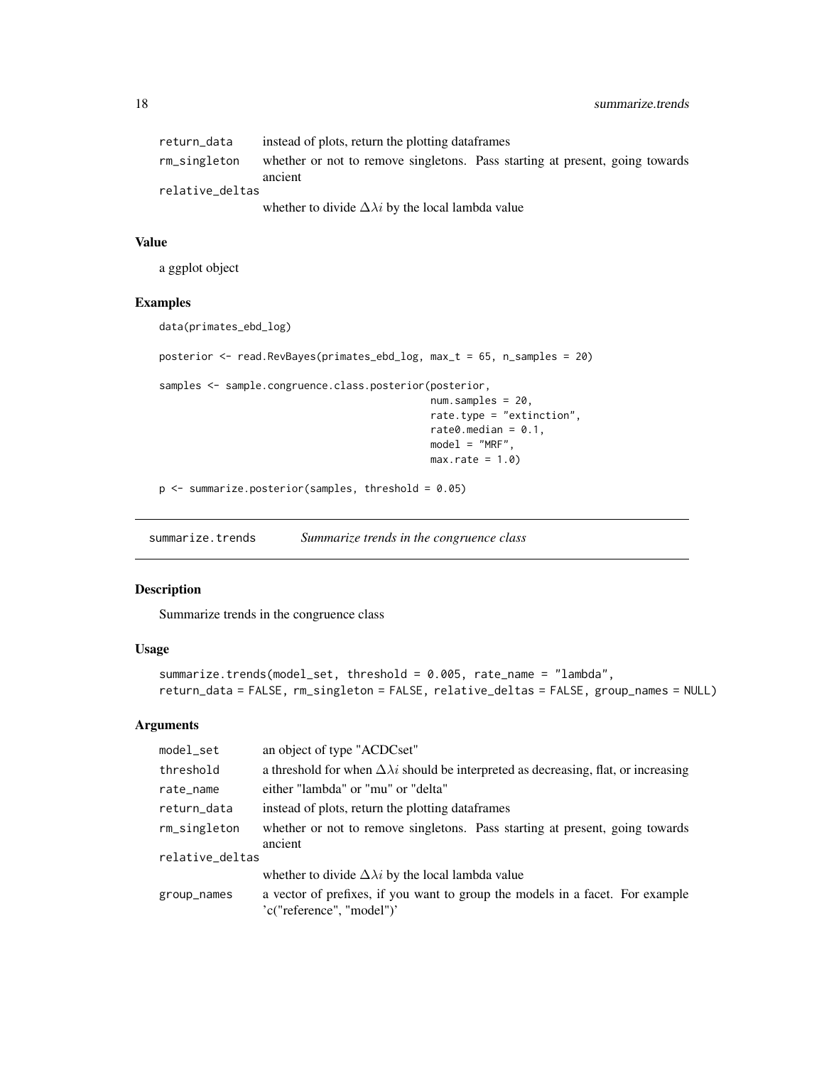| | |
|---|---|
| return_data | instead of plots, return the plotting dataframes |
| rm_singleton | whether or not to remove singletons. Pass starting at present, going towards ancient |
| relative_deltas | whether to divide $\Delta\lambda i$ by the local lambda value |

### Value

a ggplot object

### Examples

```
data(primates_ebd_log)

posterior <- read.RevBayes(primates_ebd_log, max_t = 65, n_samples = 20)

samples <- sample.congruence.class.posterior(posterior,
                                             num.samples = 20,
                                             rate.type = "extinction",
                                             rate0.median = 0.1,
                                             model = "MRF",
                                             max.rate = 1.0)

p <- summarize.posterior(samples, threshold = 0.05)
```

---

## summarize.trends    *Summarize trends in the congruence class*

---

### Description

Summarize trends in the congruence class

### Usage

```
summarize.trends(model_set, threshold = 0.005, rate_name = "lambda",
return_data = FALSE, rm_singleton = FALSE, relative_deltas = FALSE, group_names = NULL)
```

### Arguments

| | |
|---|---|
| model_set | an object of type "ACDCset" |
| threshold | a threshold for when $\Delta\lambda i$ should be interpreted as decreasing, flat, or increasing |
| rate_name | either "lambda" or "mu" or "delta" |
| return_data | instead of plots, return the plotting dataframes |
| rm_singleton | whether or not to remove singletons. Pass starting at present, going towards ancient |
| relative_deltas | whether to divide $\Delta\lambda i$ by the local lambda value |
| group_names | a vector of prefixes, if you want to group the models in a facet. For example 'c("reference", "model")' |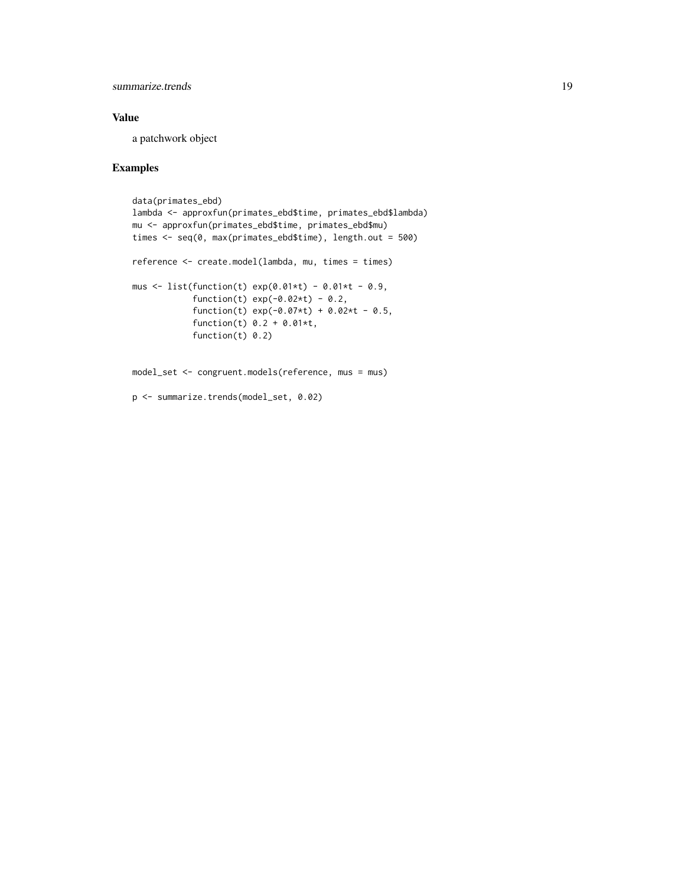## Value

a patchwork object

## Examples

```
data(primates_ebd)
lambda <- approxfun(primates_ebd$time, primates_ebd$lambda)
mu <- approxfun(primates_ebd$time, primates_ebd$mu)
times <- seq(0, max(primates_ebd$time), length.out = 500)

reference <- create.model(lambda, mu, times = times)

mus <- list(function(t) exp(0.01*t) - 0.01*t - 0.9,
            function(t) exp(-0.02*t) - 0.2,
            function(t) exp(-0.07*t) + 0.02*t - 0.5,
            function(t) 0.2 + 0.01*t,
            function(t) 0.2)


model_set <- congruent.models(reference, mus = mus)

p <- summarize.trends(model_set, 0.02)
```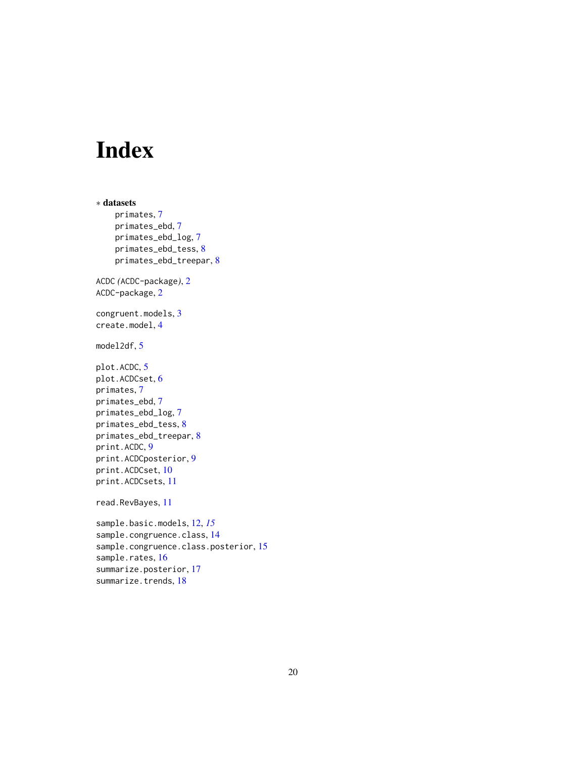# Index

∗ **datasets**

    primates, 7
    primates_ebd, 7
    primates_ebd_log, 7
    primates_ebd_tess, 8
    primates_ebd_treepar, 8

ACDC *(*ACDC-package*)*, 2
ACDC-package, 2

congruent.models, 3
create.model, 4

model2df, 5

plot.ACDC, 5
plot.ACDCset, 6
primates, 7
primates_ebd, 7
primates_ebd_log, 7
primates_ebd_tess, 8
primates_ebd_treepar, 8
print.ACDC, 9
print.ACDCposterior, 9
print.ACDCset, 10
print.ACDCsets, 11

read.RevBayes, 11

sample.basic.models, 12, *15*
sample.congruence.class, 14
sample.congruence.class.posterior, 15
sample.rates, 16
summarize.posterior, 17
summarize.trends, 18